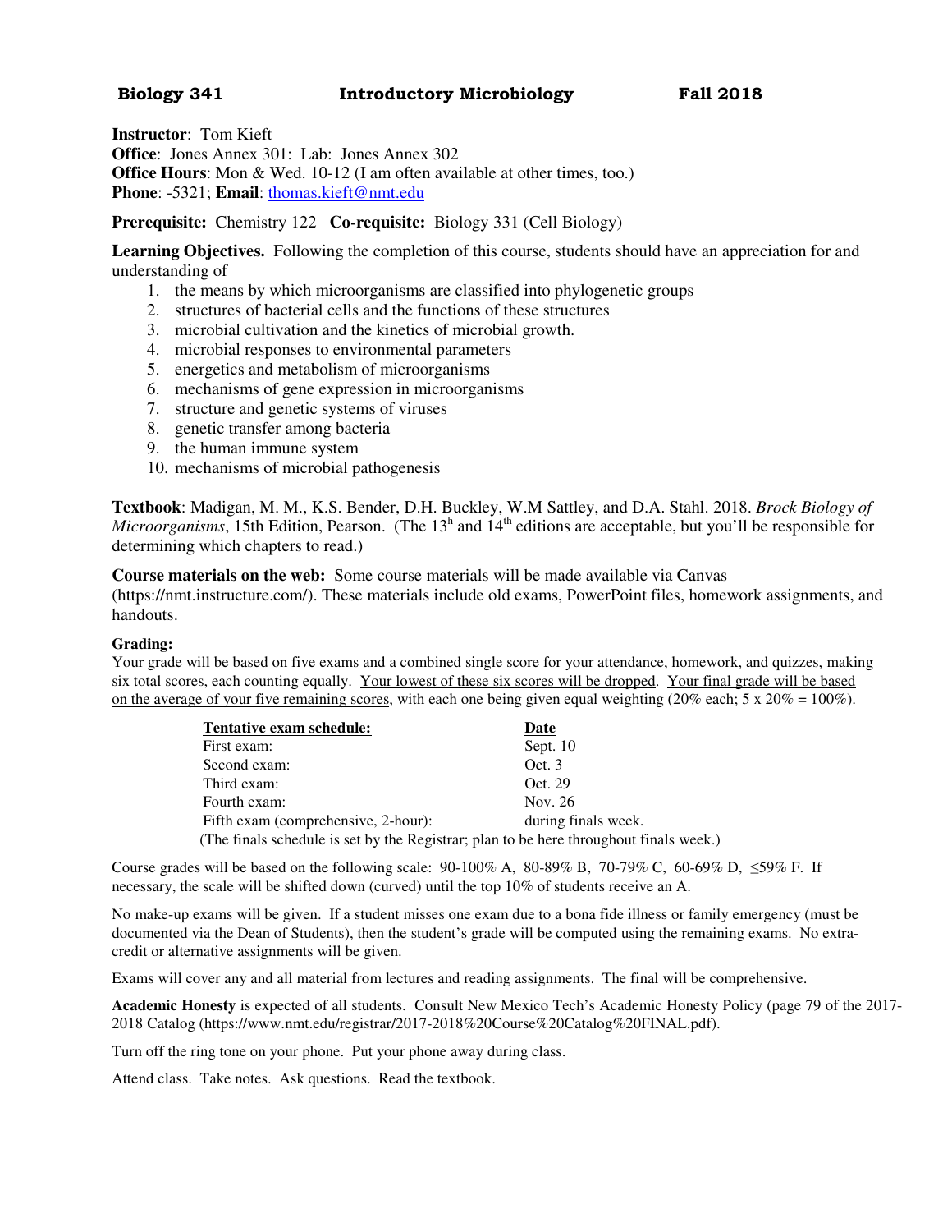# Biology 341 Introductory Microbiology Fall 2018

**Instructor**: Tom Kieft
**Office**: Jones Annex 301: Lab: Jones Annex 302
**Office Hours**: Mon & Wed. 10-12 (I am often available at other times, too.)
**Phone**: -5321; **Email**: thomas.kieft@nmt.edu

**Prerequisite:** Chemistry 122 **Co-requisite:** Biology 331 (Cell Biology)

**Learning Objectives.** Following the completion of this course, students should have an appreciation for and understanding of

1. the means by which microorganisms are classified into phylogenetic groups
2. structures of bacterial cells and the functions of these structures
3. microbial cultivation and the kinetics of microbial growth.
4. microbial responses to environmental parameters
5. energetics and metabolism of microorganisms
6. mechanisms of gene expression in microorganisms
7. structure and genetic systems of viruses
8. genetic transfer among bacteria
9. the human immune system
10. mechanisms of microbial pathogenesis

**Textbook**: Madigan, M. M., K.S. Bender, D.H. Buckley, W.M Sattley, and D.A. Stahl. 2018. *Brock Biology of Microorganisms*, 15th Edition, Pearson. (The 13h and 14th editions are acceptable, but you'll be responsible for determining which chapters to read.)

**Course materials on the web:** Some course materials will be made available via Canvas (https://nmt.instructure.com/). These materials include old exams, PowerPoint files, homework assignments, and handouts.

**Grading:**
Your grade will be based on five exams and a combined single score for your attendance, homework, and quizzes, making six total scores, each counting equally. Your lowest of these six scores will be dropped. Your final grade will be based on the average of your five remaining scores, with each one being given equal weighting (20% each; 5 x 20% = 100%).

| Tentative exam schedule: | Date |
| --- | --- |
| First exam: | Sept. 10 |
| Second exam: | Oct. 3 |
| Third exam: | Oct. 29 |
| Fourth exam: | Nov. 26 |
| Fifth exam (comprehensive, 2-hour): | during finals week. |

(The finals schedule is set by the Registrar; plan to be here throughout finals week.)

Course grades will be based on the following scale: 90-100% A, 80-89% B, 70-79% C, 60-69% D, ≤59% F. If necessary, the scale will be shifted down (curved) until the top 10% of students receive an A.

No make-up exams will be given. If a student misses one exam due to a bona fide illness or family emergency (must be documented via the Dean of Students), then the student's grade will be computed using the remaining exams. No extra-credit or alternative assignments will be given.

Exams will cover any and all material from lectures and reading assignments. The final will be comprehensive.

**Academic Honesty** is expected of all students. Consult New Mexico Tech's Academic Honesty Policy (page 79 of the 2017-2018 Catalog (https://www.nmt.edu/registrar/2017-2018%20Course%20Catalog%20FINAL.pdf).

Turn off the ring tone on your phone. Put your phone away during class.

Attend class. Take notes. Ask questions. Read the textbook.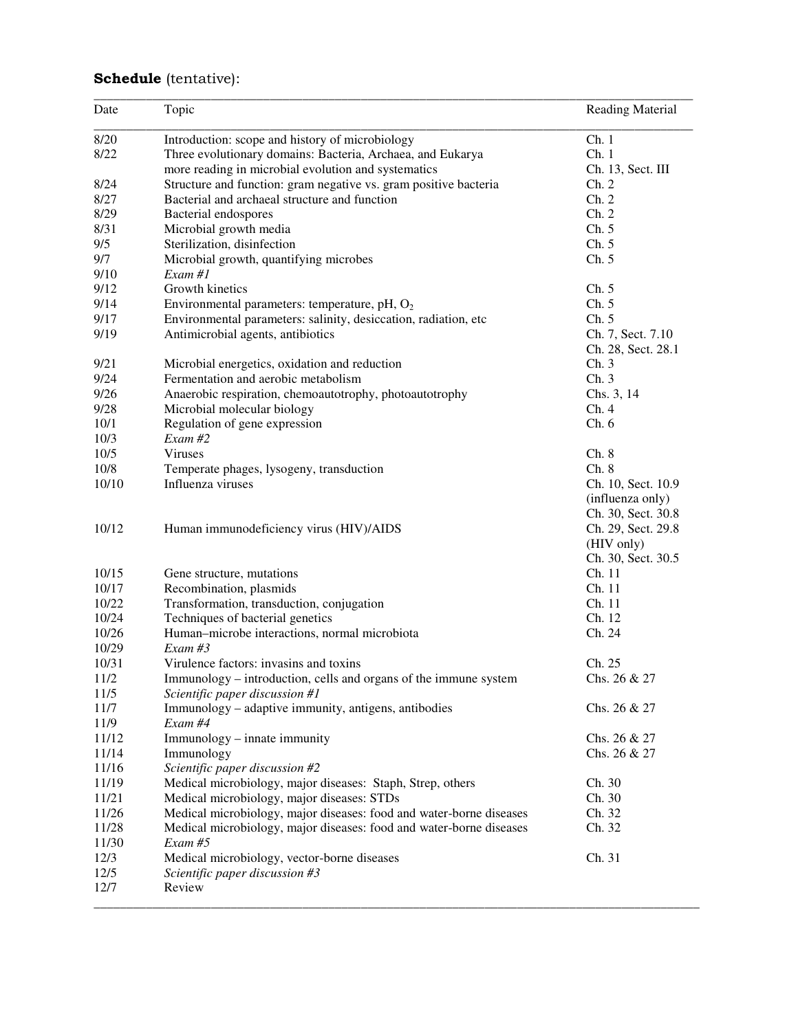**Schedule** (tentative):

| Date | Topic | Reading Material |
|---|---|---|
| 8/20 | Introduction: scope and history of microbiology | Ch. 1 |
| 8/22 | Three evolutionary domains: Bacteria, Archaea, and Eukarya<br>more reading in microbial evolution and systematics | Ch. 1<br>Ch. 13, Sect. III |
| 8/24 | Structure and function: gram negative vs. gram positive bacteria | Ch. 2 |
| 8/27 | Bacterial and archaeal structure and function | Ch. 2 |
| 8/29 | Bacterial endospores | Ch. 2 |
| 8/31 | Microbial growth media | Ch. 5 |
| 9/5 | Sterilization, disinfection | Ch. 5 |
| 9/7 | Microbial growth, quantifying microbes | Ch. 5 |
| 9/10 | *Exam #1* | |
| 9/12 | Growth kinetics | Ch. 5 |
| 9/14 | Environmental parameters: temperature, pH, $O_2$ | Ch. 5 |
| 9/17 | Environmental parameters: salinity, desiccation, radiation, etc | Ch. 5 |
| 9/19 | Antimicrobial agents, antibiotics | Ch. 7, Sect. 7.10<br>Ch. 28, Sect. 28.1 |
| 9/21 | Microbial energetics, oxidation and reduction | Ch. 3 |
| 9/24 | Fermentation and aerobic metabolism | Ch. 3 |
| 9/26 | Anaerobic respiration, chemoautotrophy, photoautotrophy | Chs. 3, 14 |
| 9/28 | Microbial molecular biology | Ch. 4 |
| 10/1 | Regulation of gene expression | Ch. 6 |
| 10/3 | *Exam #2* | |
| 10/5 | Viruses | Ch. 8 |
| 10/8 | Temperate phages, lysogeny, transduction | Ch. 8 |
| 10/10 | Influenza viruses | Ch. 10, Sect. 10.9<br>(influenza only)<br>Ch. 30, Sect. 30.8 |
| 10/12 | Human immunodeficiency virus (HIV)/AIDS | Ch. 29, Sect. 29.8<br>(HIV only)<br>Ch. 30, Sect. 30.5 |
| 10/15 | Gene structure, mutations | Ch. 11 |
| 10/17 | Recombination, plasmids | Ch. 11 |
| 10/22 | Transformation, transduction, conjugation | Ch. 11 |
| 10/24 | Techniques of bacterial genetics | Ch. 12 |
| 10/26 | Human–microbe interactions, normal microbiota | Ch. 24 |
| 10/29 | *Exam #3* | |
| 10/31 | Virulence factors: invasins and toxins | Ch. 25 |
| 11/2 | Immunology – introduction, cells and organs of the immune system | Chs. 26 & 27 |
| 11/5 | *Scientific paper discussion #1* | |
| 11/7 | Immunology – adaptive immunity, antigens, antibodies | Chs. 26 & 27 |
| 11/9 | *Exam #4* | |
| 11/12 | Immunology – innate immunity | Chs. 26 & 27 |
| 11/14 | Immunology | Chs. 26 & 27 |
| 11/16 | *Scientific paper discussion #2* | |
| 11/19 | Medical microbiology, major diseases: Staph, Strep, others | Ch. 30 |
| 11/21 | Medical microbiology, major diseases: STDs | Ch. 30 |
| 11/26 | Medical microbiology, major diseases: food and water-borne diseases | Ch. 32 |
| 11/28 | Medical microbiology, major diseases: food and water-borne diseases | Ch. 32 |
| 11/30 | *Exam #5* | |
| 12/3 | Medical microbiology, vector-borne diseases | Ch. 31 |
| 12/5 | *Scientific paper discussion #3* | |
| 12/7 | Review | |